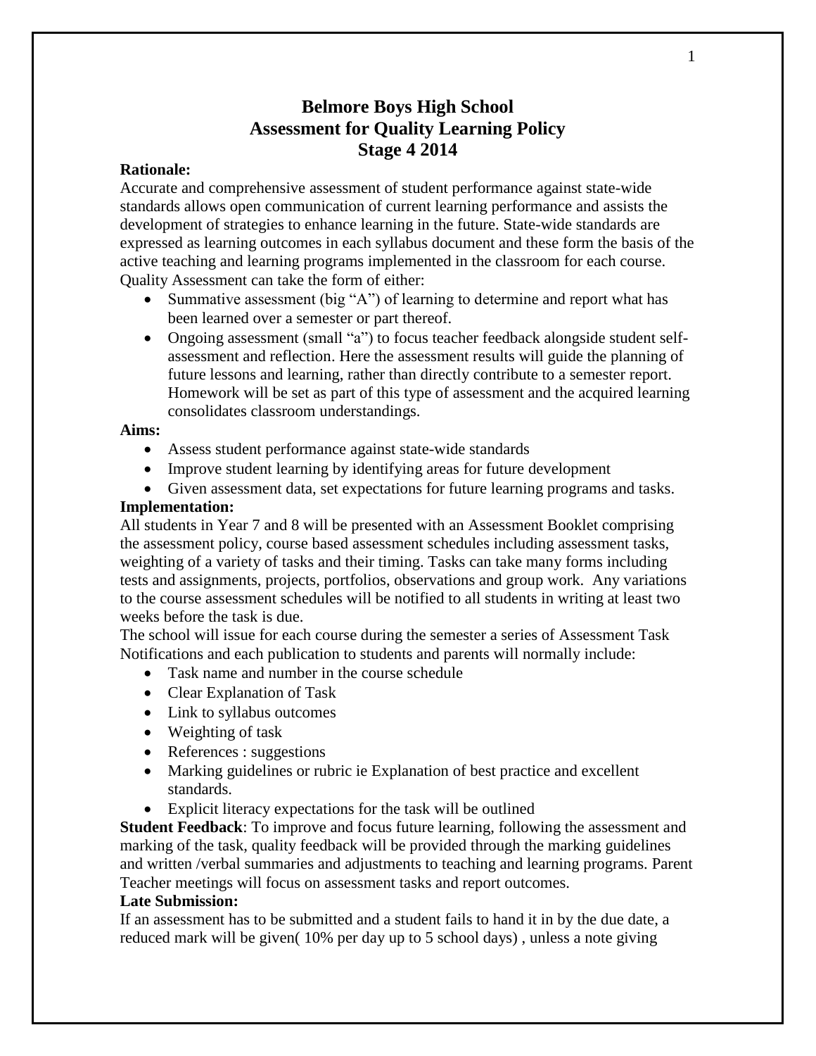# Belmore Boys High School
# Assessment for Quality Learning Policy
# Stage 4 2014

**Rationale:**

Accurate and comprehensive assessment of student performance against state-wide standards allows open communication of current learning performance and assists the development of strategies to enhance learning in the future. State-wide standards are expressed as learning outcomes in each syllabus document and these form the basis of the active teaching and learning programs implemented in the classroom for each course. Quality Assessment can take the form of either:

- Summative assessment (big "A") of learning to determine and report what has been learned over a semester or part thereof.
- Ongoing assessment (small "a") to focus teacher feedback alongside student self-assessment and reflection. Here the assessment results will guide the planning of future lessons and learning, rather than directly contribute to a semester report. Homework will be set as part of this type of assessment and the acquired learning consolidates classroom understandings.

**Aims:**

- Assess student performance against state-wide standards
- Improve student learning by identifying areas for future development
- Given assessment data, set expectations for future learning programs and tasks.

**Implementation:**

All students in Year 7 and 8 will be presented with an Assessment Booklet comprising the assessment policy, course based assessment schedules including assessment tasks, weighting of a variety of tasks and their timing. Tasks can take many forms including tests and assignments, projects, portfolios, observations and group work. Any variations to the course assessment schedules will be notified to all students in writing at least two weeks before the task is due.

The school will issue for each course during the semester a series of Assessment Task Notifications and each publication to students and parents will normally include:

- Task name and number in the course schedule
- Clear Explanation of Task
- Link to syllabus outcomes
- Weighting of task
- References : suggestions
- Marking guidelines or rubric ie Explanation of best practice and excellent standards.
- Explicit literacy expectations for the task will be outlined

**Student Feedback**: To improve and focus future learning, following the assessment and marking of the task, quality feedback will be provided through the marking guidelines and written /verbal summaries and adjustments to teaching and learning programs. Parent Teacher meetings will focus on assessment tasks and report outcomes.

**Late Submission:**

If an assessment has to be submitted and a student fails to hand it in by the due date, a reduced mark will be given( 10% per day up to 5 school days) , unless a note giving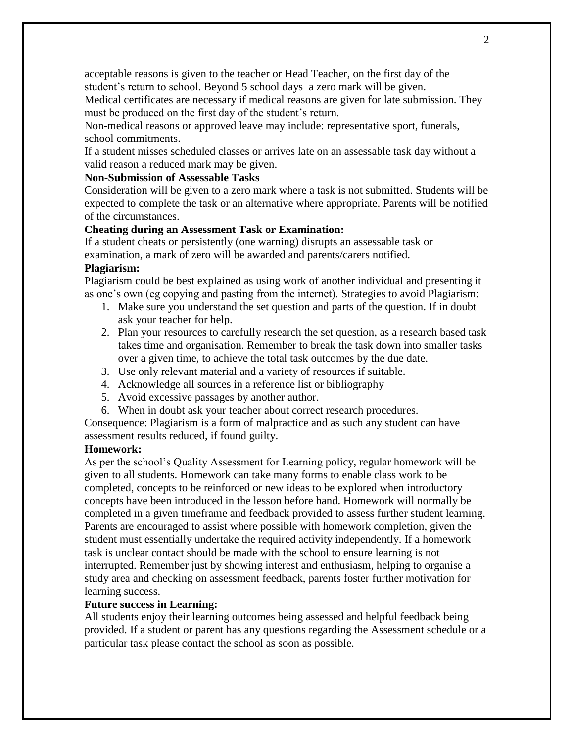acceptable reasons is given to the teacher or Head Teacher, on the first day of the student's return to school. Beyond 5 school days a zero mark will be given.
Medical certificates are necessary if medical reasons are given for late submission. They must be produced on the first day of the student's return.
Non-medical reasons or approved leave may include: representative sport, funerals, school commitments.
If a student misses scheduled classes or arrives late on an assessable task day without a valid reason a reduced mark may be given.

**Non-Submission of Assessable Tasks**

Consideration will be given to a zero mark where a task is not submitted. Students will be expected to complete the task or an alternative where appropriate. Parents will be notified of the circumstances.

**Cheating during an Assessment Task or Examination:**

If a student cheats or persistently (one warning) disrupts an assessable task or examination, a mark of zero will be awarded and parents/carers notified.

**Plagiarism:**

Plagiarism could be best explained as using work of another individual and presenting it as one's own (eg copying and pasting from the internet). Strategies to avoid Plagiarism:

1. Make sure you understand the set question and parts of the question. If in doubt ask your teacher for help.
2. Plan your resources to carefully research the set question, as a research based task takes time and organisation. Remember to break the task down into smaller tasks over a given time, to achieve the total task outcomes by the due date.
3. Use only relevant material and a variety of resources if suitable.
4. Acknowledge all sources in a reference list or bibliography
5. Avoid excessive passages by another author.
6. When in doubt ask your teacher about correct research procedures.

Consequence: Plagiarism is a form of malpractice and as such any student can have assessment results reduced, if found guilty.

**Homework:**

As per the school's Quality Assessment for Learning policy, regular homework will be given to all students. Homework can take many forms to enable class work to be completed, concepts to be reinforced or new ideas to be explored when introductory concepts have been introduced in the lesson before hand. Homework will normally be completed in a given timeframe and feedback provided to assess further student learning. Parents are encouraged to assist where possible with homework completion, given the student must essentially undertake the required activity independently. If a homework task is unclear contact should be made with the school to ensure learning is not interrupted. Remember just by showing interest and enthusiasm, helping to organise a study area and checking on assessment feedback, parents foster further motivation for learning success.

**Future success in Learning:**

All students enjoy their learning outcomes being assessed and helpful feedback being provided. If a student or parent has any questions regarding the Assessment schedule or a particular task please contact the school as soon as possible.